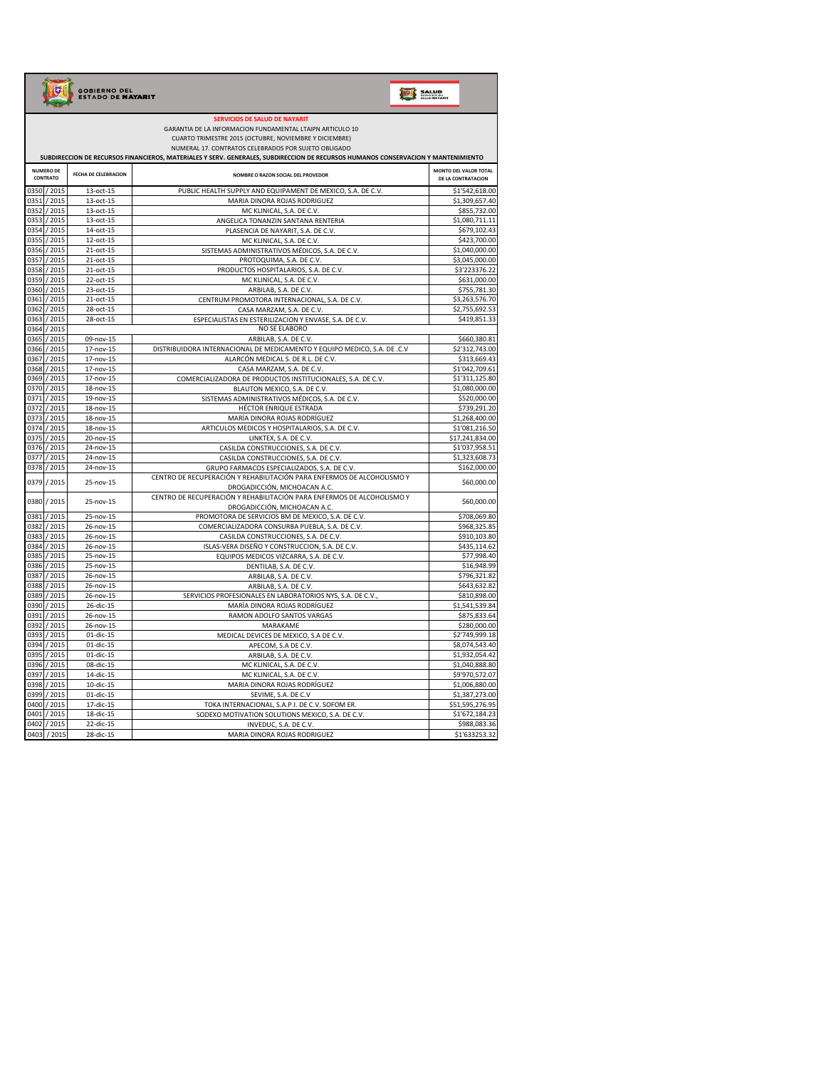GOBIERNO DEL ESTADO DE NAYARIT

SALUD SERVICIOS DE SALUD NAYARIT

**SERVICIOS DE SALUD DE NAYARIT**

GARANTIA DE LA INFORMACION FUNDAMENTAL LTAIPN ARTICULO 10

CUARTO TRIMESTRE 2015 (OCTUBRE, NOVIEMBRE Y DICIEMBRE)

NUMERAL 17. CONTRATOS CELEBRADOS POR SUJETO OBLIGADO

**SUBDIRECCION DE RECURSOS FINANCIEROS, MATERIALES Y SERV. GENERALES, SUBDIRECCION DE RECURSOS HUMANOS CONSERVACION Y MANTENIMIENTO**

| NUMERO DE CONTRATO | FECHA DE CELEBRACION | NOMBRE O RAZON SOCIAL DEL PROVEDOR | MONTO DEL VALOR TOTAL DE LA CONTRATACION |
|---|---|---|---|
| 0350 / 2015 | 13-oct-15 | PUBLIC HEALTH SUPPLY AND EQUIPAMENT DE MEXICO, S.A. DE C.V. | $1'542,618.00 |
| 0351 / 2015 | 13-oct-15 | MARIA DINORA ROJAS RODRIGUEZ | $1,309,657.40 |
| 0352 / 2015 | 13-oct-15 | MC KLINICAL, S.A. DE C.V. | $855,732.00 |
| 0353 / 2015 | 13-oct-15 | ANGELICA TONANZIN SANTANA RENTERIA | $1,080,711.11 |
| 0354 / 2015 | 14-oct-15 | PLASENCIA DE NAYARIT, S.A. DE C.V. | $679,102.43 |
| 0355 / 2015 | 12-oct-15 | MC KLINICAL, S.A. DE C.V. | $423,700.00 |
| 0356 / 2015 | 21-oct-15 | SISTEMAS ADMINISTRATIVOS MÉDICOS, S.A. DE C.V. | $1,040,000.00 |
| 0357 / 2015 | 21-oct-15 | PROTOQUIMA, S.A. DE C.V. | $3,045,000.00 |
| 0358 / 2015 | 21-oct-15 | PRODUCTOS HOSPITALARIOS, S.A. DE C.V. | $3'223376.22 |
| 0359 / 2015 | 22-oct-15 | MC KLINICAL, S.A. DE C.V. | $631,000.00 |
| 0360 / 2015 | 23-oct-15 | ARBILAB, S.A. DE C.V. | $755,781.30 |
| 0361 / 2015 | 21-oct-15 | CENTRUM PROMOTORA INTERNACIONAL, S.A. DE C.V. | $3,263,576.70 |
| 0362 / 2015 | 28-oct-15 | CASA MARZAM, S.A. DE C.V. | $2,755,692.53 |
| 0363 / 2015 | 28-oct-15 | ESPECIALISTAS EN ESTERILIZACION Y ENVASE, S.A. DE C.V. | $419,851.33 |
| 0364 / 2015 | | NO SE ELABORO | |
| 0365 / 2015 | 09-nov-15 | ARBILAB, S.A. DE C.V. | $660,380.81 |
| 0366 / 2015 | 17-nov-15 | DISTRIBUIDORA INTERNACIONAL DE MEDICAMENTO Y EQUIPO MEDICO, S.A. DE .C.V | $2'312,743.00 |
| 0367 / 2015 | 17-nov-15 | ALARCÓN MEDICAL S. DE R.L. DE C.V. | $313,669.43 |
| 0368 / 2015 | 17-nov-15 | CASA MARZAM, S.A. DE C.V. | $1'042,709.61 |
| 0369 / 2015 | 17-nov-15 | COMERCIALIZADORA DE PRODUCTOS INSTITUCIONALES, S.A. DE C.V. | $1'311,125.80 |
| 0370 / 2015 | 18-nov-15 | BLAUTON MEXICO, S.A. DE C.V. | $1,080,000.00 |
| 0371 / 2015 | 19-nov-15 | SISTEMAS ADMINISTRATIVOS MÉDICOS, S.A. DE C.V. | $520,000.00 |
| 0372 / 2015 | 18-nov-15 | HÉCTOR ENRIQUE ESTRADA | $739,291.20 |
| 0373 / 2015 | 18-nov-15 | MARÍA DINORA ROJAS RODRÍGUEZ | $1,268,400.00 |
| 0374 / 2015 | 18-nov-15 | ARTICULOS MEDICOS Y HOSPITALARIOS, S.A. DE C.V. | $1'081,216.50 |
| 0375 / 2015 | 20-nov-15 | LINKTEX, S.A. DE C.V. | $17,241,834.00 |
| 0376 / 2015 | 24-nov-15 | CASILDA CONSTRUCCIONES, S.A. DE C.V. | $1'037,958.51 |
| 0377 / 2015 | 24-nov-15 | CASILDA CONSTRUCCIONES, S.A. DE C.V. | $1,323,608.73 |
| 0378 / 2015 | 24-nov-15 | GRUPO FARMACOS ESPECIALIZADOS, S.A. DE C.V. | $162,000.00 |
| 0379 / 2015 | 25-nov-15 | CENTRO DE RECUPERACIÓN Y REHABILITACIÓN PARA ENFERMOS DE ALCOHOLISMO Y DROGADICCIÓN, MICHOACAN A.C. | $60,000.00 |
| 0380 / 2015 | 25-nov-15 | CENTRO DE RECUPERACIÓN Y REHABILITACIÓN PARA ENFERMOS DE ALCOHOLISMO Y DROGADICCIÓN, MICHOACAN A.C. | $60,000.00 |
| 0381 / 2015 | 25-nov-15 | PROMOTORA DE SERVICIOS BM DE MEXICO, S.A. DE C.V. | $708,069.80 |
| 0382 / 2015 | 26-nov-15 | COMERCIALIZADORA CONSURBA PUEBLA, S.A. DE C.V. | $968,325.85 |
| 0383 / 2015 | 26-nov-15 | CASILDA CONSTRUCCIONES, S.A. DE C.V. | $910,103.80 |
| 0384 / 2015 | 26-nov-15 | ISLAS-VERA DISEÑO Y CONSTRUCCION, S.A. DE C.V. | $435,114.62 |
| 0385 / 2015 | 25-nov-15 | EQUIPOS MEDICOS VIZCARRA, S.A. DE C.V. | $77,998.40 |
| 0386 / 2015 | 25-nov-15 | DENTILAB, S.A. DE C.V. | $16,948.99 |
| 0387 / 2015 | 26-nov-15 | ARBILAB, S.A. DE C.V. | $796,321.82 |
| 0388 / 2015 | 26-nov-15 | ARBILAB, S.A. DE C.V. | $643,632.82 |
| 0389 / 2015 | 26-nov-15 | SERVICIOS PROFESIONALES EN LABORATORIOS NYS, S.A. DE C.V., | $810,898.00 |
| 0390 / 2015 | 26-dic-15 | MARÍA DINORA ROJAS RODRÍGUEZ | $1,541,539.84 |
| 0391 / 2015 | 26-nov-15 | RAMON ADOLFO SANTOS VARGAS | $875,833.64 |
| 0392 / 2015 | 26-nov-15 | MARAKAME | $280,000.00 |
| 0393 / 2015 | 01-dic-15 | MEDICAL DEVICES DE MEXICO, S.A DE C.V. | $2'749,999.18 |
| 0394 / 2015 | 01-dic-15 | APECOM, S.A DE C.V. | $8,074,543.40 |
| 0395 / 2015 | 01-dic-15 | ARBILAB, S.A. DE C.V. | $1,932,054.42 |
| 0396 / 2015 | 08-dic-15 | MC KLINICAL, S.A. DE C.V. | $1,040,888.80 |
| 0397 / 2015 | 14-dic-15 | MC KLINICAL, S.A. DE C.V. | $9'970,572.07 |
| 0398 / 2015 | 10-dic-15 | MARIA DINORA ROJAS RODRÍGUEZ | $1,006,880.00 |
| 0399 / 2015 | 01-dic-15 | SEVIME, S.A. DE C.V | $1,387,273.00 |
| 0400 / 2015 | 17-dic-15 | TOKA INTERNACIONAL, S.A.P.I. DE C.V. SOFOM ER. | $51,595,276.95 |
| 0401 / 2015 | 18-dic-15 | SODEXO MOTIVATION SOLUTIONS MEXICO, S.A. DE C.V. | $1'672,184.23 |
| 0402 / 2015 | 22-dic-15 | INVEDUC, S.A. DE C.V. | $988,083.36 |
| 0403 / 2015 | 28-dic-15 | MARIA DINORA ROJAS RODRIGUEZ | $1'633253.32 |